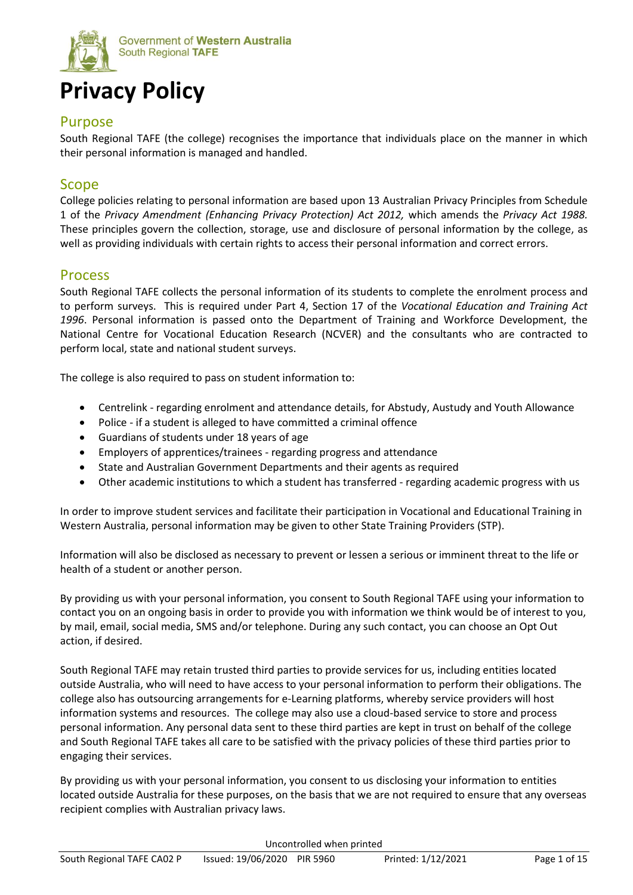Government of **Western Australia**
South Regional **TAFE**

# Privacy Policy

## Purpose

South Regional TAFE (the college) recognises the importance that individuals place on the manner in which their personal information is managed and handled.

## Scope

College policies relating to personal information are based upon 13 Australian Privacy Principles from Schedule 1 of the *Privacy Amendment (Enhancing Privacy Protection) Act 2012,* which amends the *Privacy Act 1988.* These principles govern the collection, storage, use and disclosure of personal information by the college, as well as providing individuals with certain rights to access their personal information and correct errors.

## Process

South Regional TAFE collects the personal information of its students to complete the enrolment process and to perform surveys. This is required under Part 4, Section 17 of the *Vocational Education and Training Act 1996*. Personal information is passed onto the Department of Training and Workforce Development, the National Centre for Vocational Education Research (NCVER) and the consultants who are contracted to perform local, state and national student surveys.

The college is also required to pass on student information to:

- Centrelink - regarding enrolment and attendance details, for Abstudy, Austudy and Youth Allowance
- Police - if a student is alleged to have committed a criminal offence
- Guardians of students under 18 years of age
- Employers of apprentices/trainees - regarding progress and attendance
- State and Australian Government Departments and their agents as required
- Other academic institutions to which a student has transferred - regarding academic progress with us

In order to improve student services and facilitate their participation in Vocational and Educational Training in Western Australia, personal information may be given to other State Training Providers (STP).

Information will also be disclosed as necessary to prevent or lessen a serious or imminent threat to the life or health of a student or another person.

By providing us with your personal information, you consent to South Regional TAFE using your information to contact you on an ongoing basis in order to provide you with information we think would be of interest to you, by mail, email, social media, SMS and/or telephone. During any such contact, you can choose an Opt Out action, if desired.

South Regional TAFE may retain trusted third parties to provide services for us, including entities located outside Australia, who will need to have access to your personal information to perform their obligations. The college also has outsourcing arrangements for e-Learning platforms, whereby service providers will host information systems and resources. The college may also use a cloud-based service to store and process personal information. Any personal data sent to these third parties are kept in trust on behalf of the college and South Regional TAFE takes all care to be satisfied with the privacy policies of these third parties prior to engaging their services.

By providing us with your personal information, you consent to us disclosing your information to entities located outside Australia for these purposes, on the basis that we are not required to ensure that any overseas recipient complies with Australian privacy laws.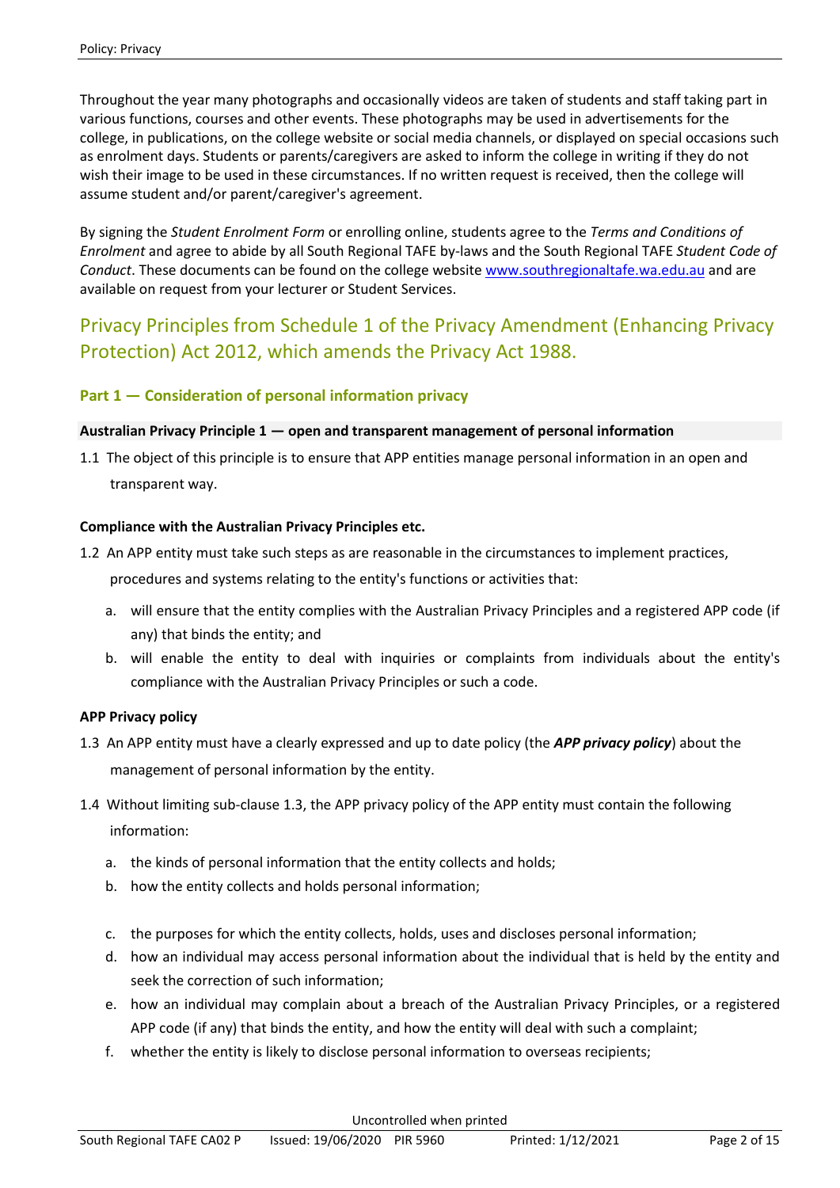Throughout the year many photographs and occasionally videos are taken of students and staff taking part in various functions, courses and other events. These photographs may be used in advertisements for the college, in publications, on the college website or social media channels, or displayed on special occasions such as enrolment days. Students or parents/caregivers are asked to inform the college in writing if they do not wish their image to be used in these circumstances. If no written request is received, then the college will assume student and/or parent/caregiver's agreement.

By signing the *Student Enrolment Form* or enrolling online, students agree to the *Terms and Conditions of Enrolment* and agree to abide by all South Regional TAFE by-laws and the South Regional TAFE *Student Code of Conduct*. These documents can be found on the college website [www.southregionaltafe.wa.edu.au](http://www.southregionaltafe.wa.edu.au) and are available on request from your lecturer or Student Services.

## Privacy Principles from Schedule 1 of the Privacy Amendment (Enhancing Privacy Protection) Act 2012, which amends the Privacy Act 1988.

### Part 1 — Consideration of personal information privacy

#### Australian Privacy Principle 1 — open and transparent management of personal information

1.1 The object of this principle is to ensure that APP entities manage personal information in an open and transparent way.

#### Compliance with the Australian Privacy Principles etc.

1.2 An APP entity must take such steps as are reasonable in the circumstances to implement practices, procedures and systems relating to the entity's functions or activities that:

a. will ensure that the entity complies with the Australian Privacy Principles and a registered APP code (if any) that binds the entity; and
b. will enable the entity to deal with inquiries or complaints from individuals about the entity's compliance with the Australian Privacy Principles or such a code.

#### APP Privacy policy

1.3 An APP entity must have a clearly expressed and up to date policy (the ***APP privacy policy***) about the management of personal information by the entity.

1.4 Without limiting sub-clause 1.3, the APP privacy policy of the APP entity must contain the following information:

a. the kinds of personal information that the entity collects and holds;
b. how the entity collects and holds personal information;
c. the purposes for which the entity collects, holds, uses and discloses personal information;
d. how an individual may access personal information about the individual that is held by the entity and seek the correction of such information;
e. how an individual may complain about a breach of the Australian Privacy Principles, or a registered APP code (if any) that binds the entity, and how the entity will deal with such a complaint;
f. whether the entity is likely to disclose personal information to overseas recipients;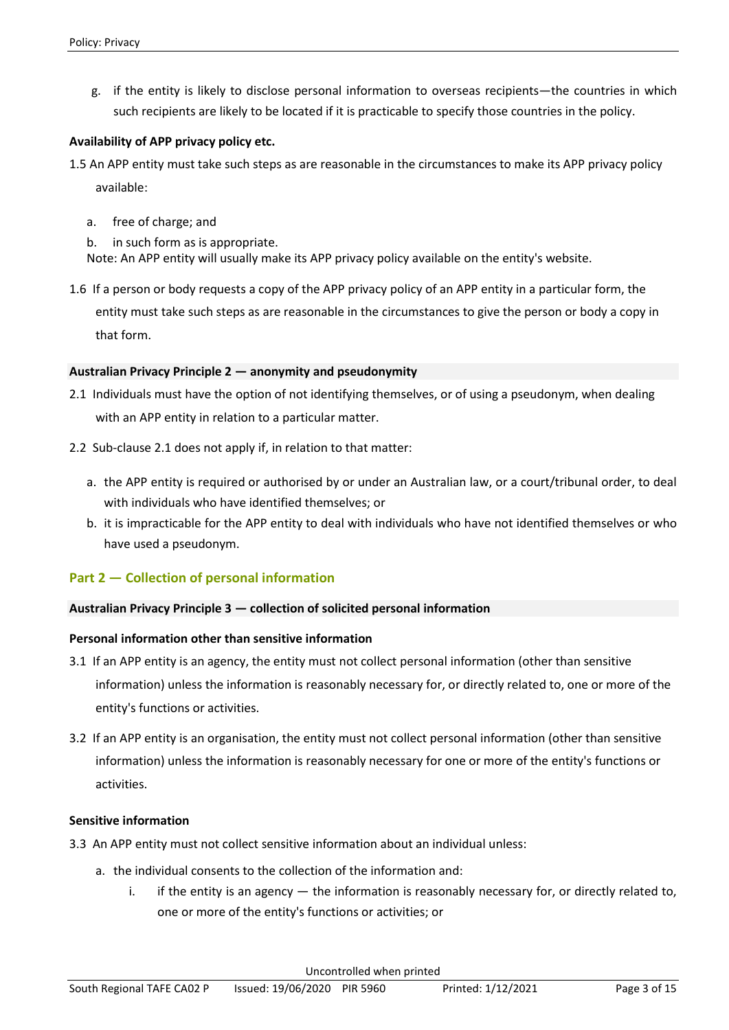g. if the entity is likely to disclose personal information to overseas recipients—the countries in which such recipients are likely to be located if it is practicable to specify those countries in the policy.

**Availability of APP privacy policy etc.**

1.5 An APP entity must take such steps as are reasonable in the circumstances to make its APP privacy policy available:

a. free of charge; and
b. in such form as is appropriate.

Note: An APP entity will usually make its APP privacy policy available on the entity's website.

1.6 If a person or body requests a copy of the APP privacy policy of an APP entity in a particular form, the entity must take such steps as are reasonable in the circumstances to give the person or body a copy in that form.

**Australian Privacy Principle 2 — anonymity and pseudonymity**

2.1 Individuals must have the option of not identifying themselves, or of using a pseudonym, when dealing with an APP entity in relation to a particular matter.

2.2 Sub-clause 2.1 does not apply if, in relation to that matter:

a. the APP entity is required or authorised by or under an Australian law, or a court/tribunal order, to deal with individuals who have identified themselves; or
b. it is impracticable for the APP entity to deal with individuals who have not identified themselves or who have used a pseudonym.

## Part 2 — Collection of personal information

**Australian Privacy Principle 3 — collection of solicited personal information**

**Personal information other than sensitive information**

3.1 If an APP entity is an agency, the entity must not collect personal information (other than sensitive information) unless the information is reasonably necessary for, or directly related to, one or more of the entity's functions or activities.

3.2 If an APP entity is an organisation, the entity must not collect personal information (other than sensitive information) unless the information is reasonably necessary for one or more of the entity's functions or activities.

**Sensitive information**

3.3 An APP entity must not collect sensitive information about an individual unless:

a. the individual consents to the collection of the information and:
   i. if the entity is an agency — the information is reasonably necessary for, or directly related to, one or more of the entity's functions or activities; or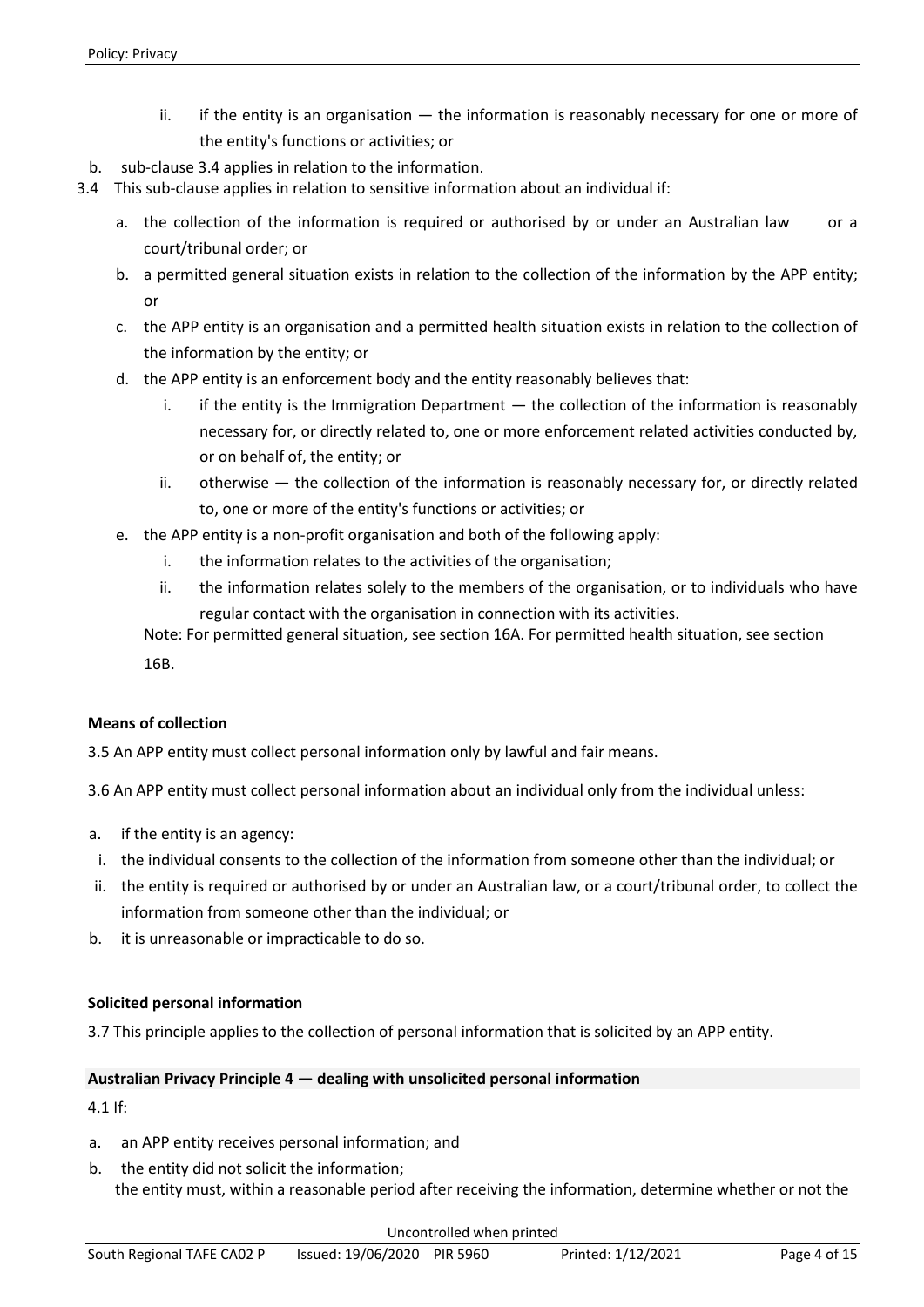ii. if the entity is an organisation — the information is reasonably necessary for one or more of the entity's functions or activities; or

b. sub-clause 3.4 applies in relation to the information.

3.4 This sub-clause applies in relation to sensitive information about an individual if:

a. the collection of the information is required or authorised by or under an Australian law or a court/tribunal order; or
b. a permitted general situation exists in relation to the collection of the information by the APP entity; or
c. the APP entity is an organisation and a permitted health situation exists in relation to the collection of the information by the entity; or
d. the APP entity is an enforcement body and the entity reasonably believes that:
   i. if the entity is the Immigration Department — the collection of the information is reasonably necessary for, or directly related to, one or more enforcement related activities conducted by, or on behalf of, the entity; or
   ii. otherwise — the collection of the information is reasonably necessary for, or directly related to, one or more of the entity's functions or activities; or
e. the APP entity is a non-profit organisation and both of the following apply:
   i. the information relates to the activities of the organisation;
   ii. the information relates solely to the members of the organisation, or to individuals who have regular contact with the organisation in connection with its activities.

   Note: For permitted general situation, see section 16A. For permitted health situation, see section 16B.

**Means of collection**

3.5 An APP entity must collect personal information only by lawful and fair means.

3.6 An APP entity must collect personal information about an individual only from the individual unless:

a. if the entity is an agency:
   i. the individual consents to the collection of the information from someone other than the individual; or
   ii. the entity is required or authorised by or under an Australian law, or a court/tribunal order, to collect the information from someone other than the individual; or
b. it is unreasonable or impracticable to do so.

**Solicited personal information**

3.7 This principle applies to the collection of personal information that is solicited by an APP entity.

**Australian Privacy Principle 4 — dealing with unsolicited personal information**

4.1 If:

a. an APP entity receives personal information; and
b. the entity did not solicit the information;

the entity must, within a reasonable period after receiving the information, determine whether or not the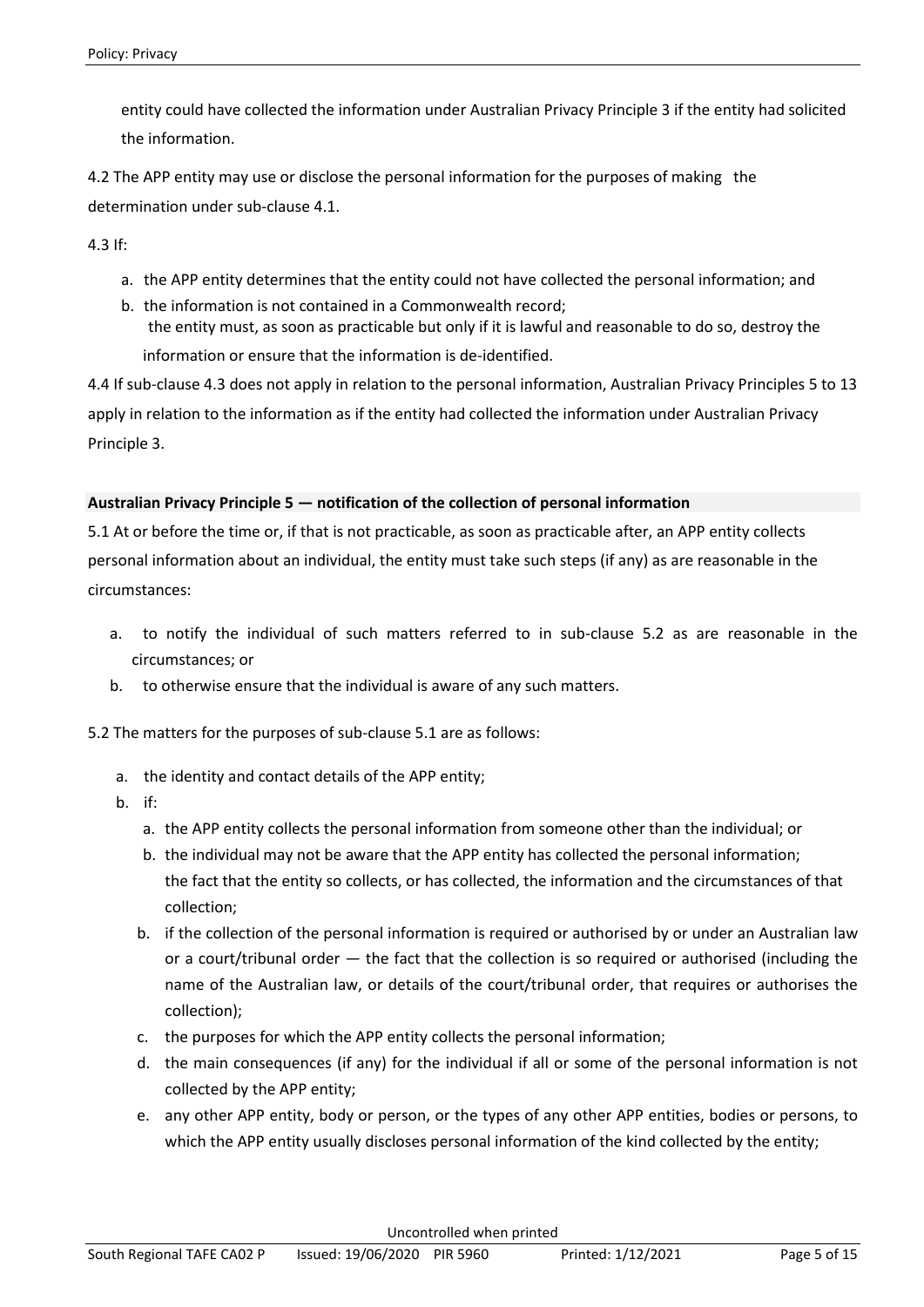entity could have collected the information under Australian Privacy Principle 3 if the entity had solicited the information.

4.2 The APP entity may use or disclose the personal information for the purposes of making the determination under sub-clause 4.1.

4.3 If:

a. the APP entity determines that the entity could not have collected the personal information; and
b. the information is not contained in a Commonwealth record;
   the entity must, as soon as practicable but only if it is lawful and reasonable to do so, destroy the information or ensure that the information is de-identified.

4.4 If sub-clause 4.3 does not apply in relation to the personal information, Australian Privacy Principles 5 to 13 apply in relation to the information as if the entity had collected the information under Australian Privacy Principle 3.

**Australian Privacy Principle 5 — notification of the collection of personal information**

5.1 At or before the time or, if that is not practicable, as soon as practicable after, an APP entity collects personal information about an individual, the entity must take such steps (if any) as are reasonable in the circumstances:

a. to notify the individual of such matters referred to in sub-clause 5.2 as are reasonable in the circumstances; or
b. to otherwise ensure that the individual is aware of any such matters.

5.2 The matters for the purposes of sub-clause 5.1 are as follows:

a. the identity and contact details of the APP entity;
b. if:
   a. the APP entity collects the personal information from someone other than the individual; or
   b. the individual may not be aware that the APP entity has collected the personal information;
      the fact that the entity so collects, or has collected, the information and the circumstances of that collection;
   b. if the collection of the personal information is required or authorised by or under an Australian law or a court/tribunal order — the fact that the collection is so required or authorised (including the name of the Australian law, or details of the court/tribunal order, that requires or authorises the collection);
   c. the purposes for which the APP entity collects the personal information;
   d. the main consequences (if any) for the individual if all or some of the personal information is not collected by the APP entity;
   e. any other APP entity, body or person, or the types of any other APP entities, bodies or persons, to which the APP entity usually discloses personal information of the kind collected by the entity;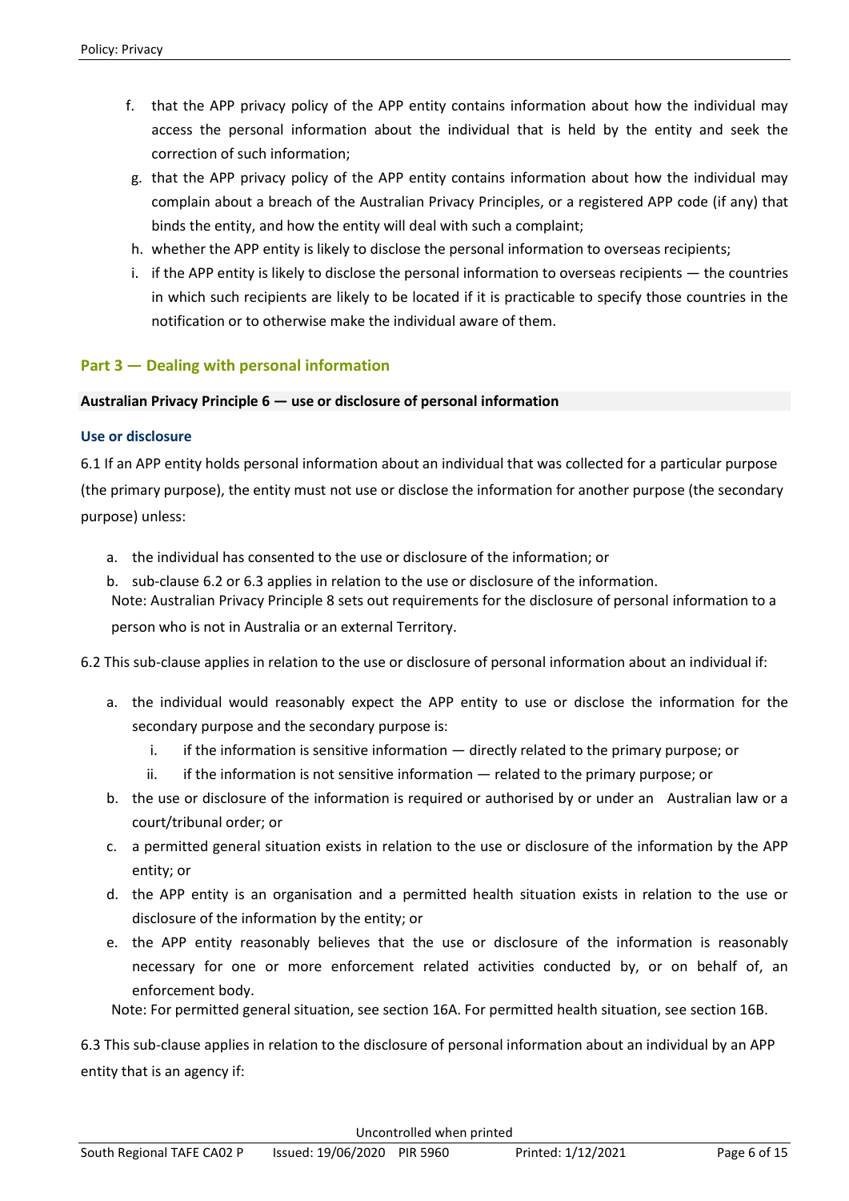f. that the APP privacy policy of the APP entity contains information about how the individual may access the personal information about the individual that is held by the entity and seek the correction of such information;
g. that the APP privacy policy of the APP entity contains information about how the individual may complain about a breach of the Australian Privacy Principles, or a registered APP code (if any) that binds the entity, and how the entity will deal with such a complaint;
h. whether the APP entity is likely to disclose the personal information to overseas recipients;
i. if the APP entity is likely to disclose the personal information to overseas recipients — the countries in which such recipients are likely to be located if it is practicable to specify those countries in the notification or to otherwise make the individual aware of them.

## Part 3 — Dealing with personal information

**Australian Privacy Principle 6 — use or disclosure of personal information**

### Use or disclosure

6.1 If an APP entity holds personal information about an individual that was collected for a particular purpose (the primary purpose), the entity must not use or disclose the information for another purpose (the secondary purpose) unless:

a. the individual has consented to the use or disclosure of the information; or
b. sub-clause 6.2 or 6.3 applies in relation to the use or disclosure of the information.

Note: Australian Privacy Principle 8 sets out requirements for the disclosure of personal information to a person who is not in Australia or an external Territory.

6.2 This sub-clause applies in relation to the use or disclosure of personal information about an individual if:

a. the individual would reasonably expect the APP entity to use or disclose the information for the secondary purpose and the secondary purpose is:
    i. if the information is sensitive information — directly related to the primary purpose; or
    ii. if the information is not sensitive information — related to the primary purpose; or
b. the use or disclosure of the information is required or authorised by or under an Australian law or a court/tribunal order; or
c. a permitted general situation exists in relation to the use or disclosure of the information by the APP entity; or
d. the APP entity is an organisation and a permitted health situation exists in relation to the use or disclosure of the information by the entity; or
e. the APP entity reasonably believes that the use or disclosure of the information is reasonably necessary for one or more enforcement related activities conducted by, or on behalf of, an enforcement body.

Note: For permitted general situation, see section 16A. For permitted health situation, see section 16B.

6.3 This sub-clause applies in relation to the disclosure of personal information about an individual by an APP entity that is an agency if: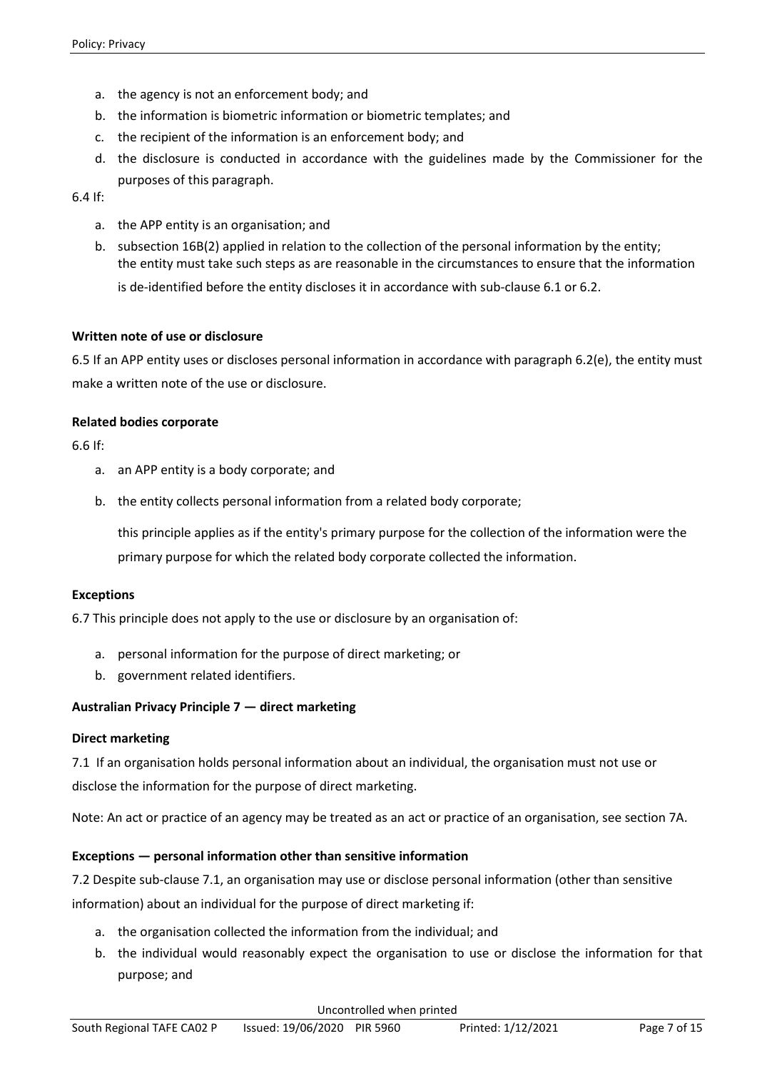a. the agency is not an enforcement body; and
b. the information is biometric information or biometric templates; and
c. the recipient of the information is an enforcement body; and
d. the disclosure is conducted in accordance with the guidelines made by the Commissioner for the purposes of this paragraph.

6.4 If:

a. the APP entity is an organisation; and
b. subsection 16B(2) applied in relation to the collection of the personal information by the entity; the entity must take such steps as are reasonable in the circumstances to ensure that the information is de-identified before the entity discloses it in accordance with sub-clause 6.1 or 6.2.

**Written note of use or disclosure**

6.5 If an APP entity uses or discloses personal information in accordance with paragraph 6.2(e), the entity must make a written note of the use or disclosure.

**Related bodies corporate**

6.6 If:

a. an APP entity is a body corporate; and
b. the entity collects personal information from a related body corporate;

this principle applies as if the entity's primary purpose for the collection of the information were the primary purpose for which the related body corporate collected the information.

**Exceptions**

6.7 This principle does not apply to the use or disclosure by an organisation of:

a. personal information for the purpose of direct marketing; or
b. government related identifiers.

**Australian Privacy Principle 7 — direct marketing**

**Direct marketing**

7.1 If an organisation holds personal information about an individual, the organisation must not use or disclose the information for the purpose of direct marketing.

Note: An act or practice of an agency may be treated as an act or practice of an organisation, see section 7A.

**Exceptions — personal information other than sensitive information**

7.2 Despite sub-clause 7.1, an organisation may use or disclose personal information (other than sensitive information) about an individual for the purpose of direct marketing if:

a. the organisation collected the information from the individual; and
b. the individual would reasonably expect the organisation to use or disclose the information for that purpose; and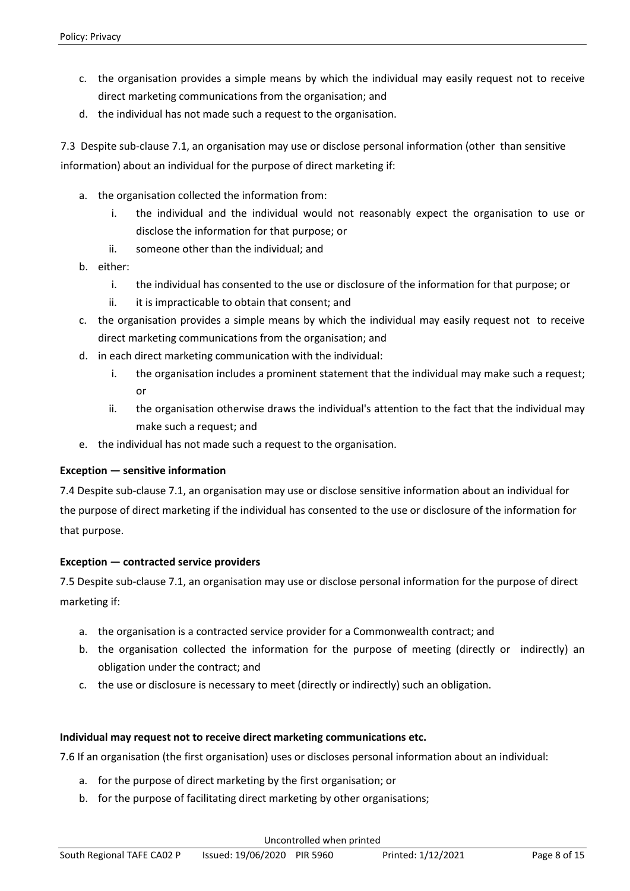c. the organisation provides a simple means by which the individual may easily request not to receive direct marketing communications from the organisation; and
d. the individual has not made such a request to the organisation.

7.3 Despite sub-clause 7.1, an organisation may use or disclose personal information (other than sensitive information) about an individual for the purpose of direct marketing if:

a. the organisation collected the information from:
    i. the individual and the individual would not reasonably expect the organisation to use or disclose the information for that purpose; or
    ii. someone other than the individual; and
b. either:
    i. the individual has consented to the use or disclosure of the information for that purpose; or
    ii. it is impracticable to obtain that consent; and
c. the organisation provides a simple means by which the individual may easily request not to receive direct marketing communications from the organisation; and
d. in each direct marketing communication with the individual:
    i. the organisation includes a prominent statement that the individual may make such a request; or
    ii. the organisation otherwise draws the individual's attention to the fact that the individual may make such a request; and
e. the individual has not made such a request to the organisation.

**Exception — sensitive information**

7.4 Despite sub-clause 7.1, an organisation may use or disclose sensitive information about an individual for the purpose of direct marketing if the individual has consented to the use or disclosure of the information for that purpose.

**Exception — contracted service providers**

7.5 Despite sub-clause 7.1, an organisation may use or disclose personal information for the purpose of direct marketing if:

a. the organisation is a contracted service provider for a Commonwealth contract; and
b. the organisation collected the information for the purpose of meeting (directly or indirectly) an obligation under the contract; and
c. the use or disclosure is necessary to meet (directly or indirectly) such an obligation.

**Individual may request not to receive direct marketing communications etc.**

7.6 If an organisation (the first organisation) uses or discloses personal information about an individual:

a. for the purpose of direct marketing by the first organisation; or
b. for the purpose of facilitating direct marketing by other organisations;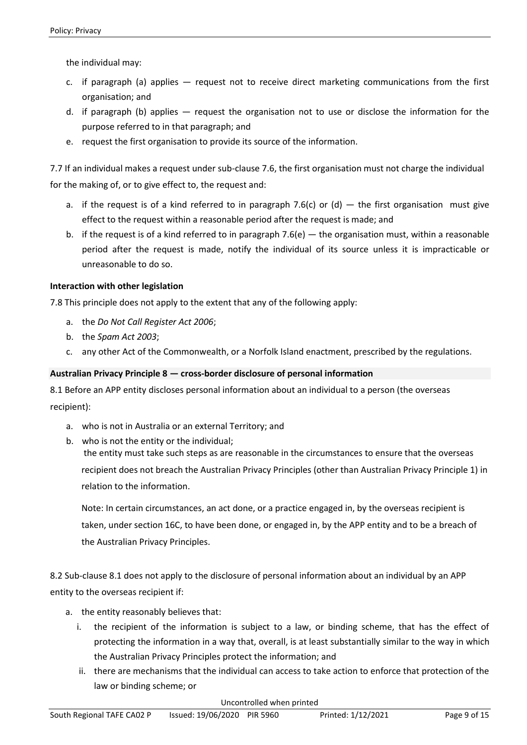the individual may:

c. if paragraph (a) applies — request not to receive direct marketing communications from the first organisation; and
d. if paragraph (b) applies — request the organisation not to use or disclose the information for the purpose referred to in that paragraph; and
e. request the first organisation to provide its source of the information.

7.7 If an individual makes a request under sub-clause 7.6, the first organisation must not charge the individual for the making of, or to give effect to, the request and:

a. if the request is of a kind referred to in paragraph 7.6(c) or (d) — the first organisation must give effect to the request within a reasonable period after the request is made; and
b. if the request is of a kind referred to in paragraph 7.6(e) — the organisation must, within a reasonable period after the request is made, notify the individual of its source unless it is impracticable or unreasonable to do so.

**Interaction with other legislation**

7.8 This principle does not apply to the extent that any of the following apply:

a. the *Do Not Call Register Act 2006*;
b. the *Spam Act 2003*;
c. any other Act of the Commonwealth, or a Norfolk Island enactment, prescribed by the regulations.

**Australian Privacy Principle 8 — cross-border disclosure of personal information**

8.1 Before an APP entity discloses personal information about an individual to a person (the overseas recipient):

a. who is not in Australia or an external Territory; and
b. who is not the entity or the individual;

   the entity must take such steps as are reasonable in the circumstances to ensure that the overseas recipient does not breach the Australian Privacy Principles (other than Australian Privacy Principle 1) in relation to the information.

   Note: In certain circumstances, an act done, or a practice engaged in, by the overseas recipient is taken, under section 16C, to have been done, or engaged in, by the APP entity and to be a breach of the Australian Privacy Principles.

8.2 Sub-clause 8.1 does not apply to the disclosure of personal information about an individual by an APP entity to the overseas recipient if:

a. the entity reasonably believes that:
   i. the recipient of the information is subject to a law, or binding scheme, that has the effect of protecting the information in a way that, overall, is at least substantially similar to the way in which the Australian Privacy Principles protect the information; and
   ii. there are mechanisms that the individual can access to take action to enforce that protection of the law or binding scheme; or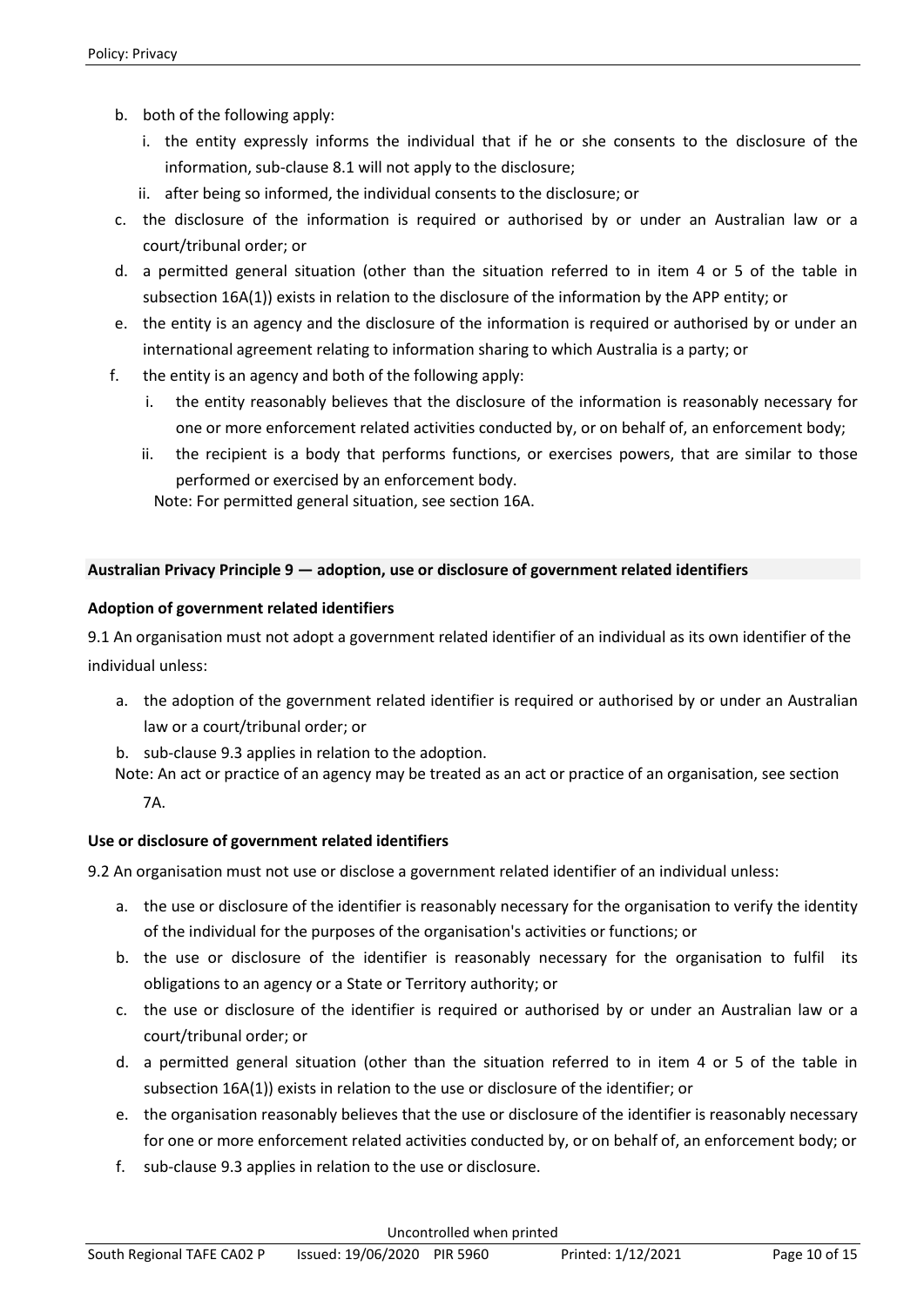b. both of the following apply:
   i. the entity expressly informs the individual that if he or she consents to the disclosure of the information, sub-clause 8.1 will not apply to the disclosure;
   ii. after being so informed, the individual consents to the disclosure; or
c. the disclosure of the information is required or authorised by or under an Australian law or a court/tribunal order; or
d. a permitted general situation (other than the situation referred to in item 4 or 5 of the table in subsection 16A(1)) exists in relation to the disclosure of the information by the APP entity; or
e. the entity is an agency and the disclosure of the information is required or authorised by or under an international agreement relating to information sharing to which Australia is a party; or
f. the entity is an agency and both of the following apply:
   i. the entity reasonably believes that the disclosure of the information is reasonably necessary for one or more enforcement related activities conducted by, or on behalf of, an enforcement body;
   ii. the recipient is a body that performs functions, or exercises powers, that are similar to those performed or exercised by an enforcement body.

   Note: For permitted general situation, see section 16A.

## Australian Privacy Principle 9 — adoption, use or disclosure of government related identifiers

### Adoption of government related identifiers

9.1 An organisation must not adopt a government related identifier of an individual as its own identifier of the individual unless:

a. the adoption of the government related identifier is required or authorised by or under an Australian law or a court/tribunal order; or
b. sub-clause 9.3 applies in relation to the adoption.

Note: An act or practice of an agency may be treated as an act or practice of an organisation, see section 7A.

### Use or disclosure of government related identifiers

9.2 An organisation must not use or disclose a government related identifier of an individual unless:

a. the use or disclosure of the identifier is reasonably necessary for the organisation to verify the identity of the individual for the purposes of the organisation's activities or functions; or
b. the use or disclosure of the identifier is reasonably necessary for the organisation to fulfil its obligations to an agency or a State or Territory authority; or
c. the use or disclosure of the identifier is required or authorised by or under an Australian law or a court/tribunal order; or
d. a permitted general situation (other than the situation referred to in item 4 or 5 of the table in subsection 16A(1)) exists in relation to the use or disclosure of the identifier; or
e. the organisation reasonably believes that the use or disclosure of the identifier is reasonably necessary for one or more enforcement related activities conducted by, or on behalf of, an enforcement body; or
f. sub-clause 9.3 applies in relation to the use or disclosure.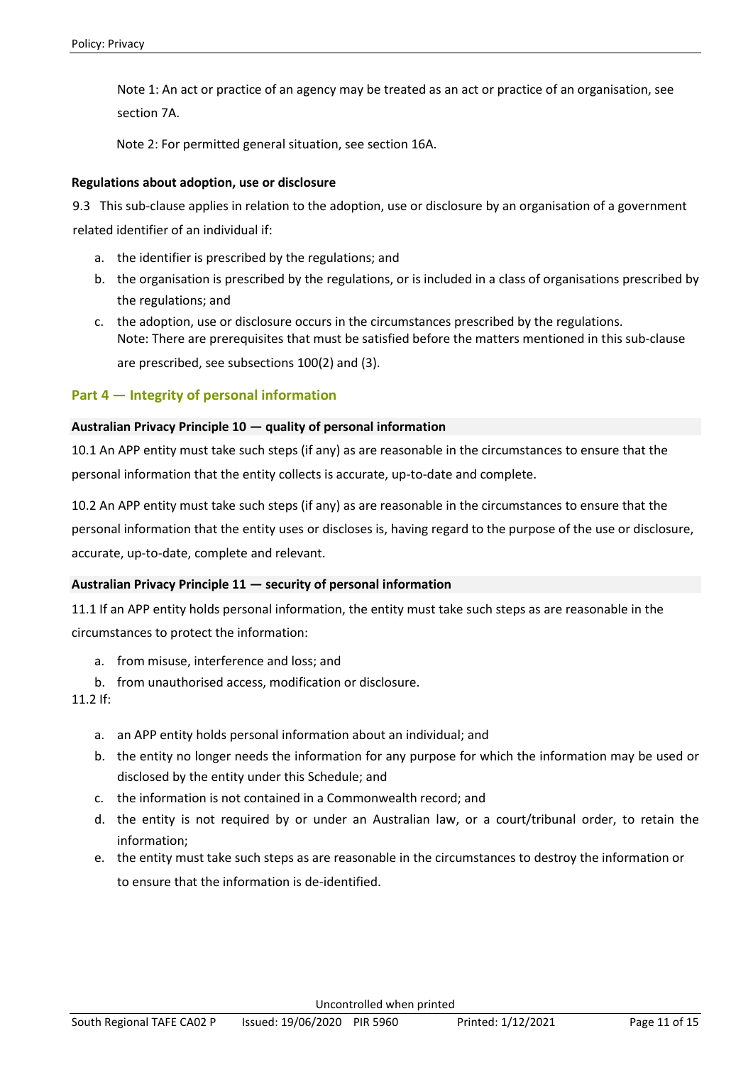Note 1: An act or practice of an agency may be treated as an act or practice of an organisation, see section 7A.

Note 2: For permitted general situation, see section 16A.

**Regulations about adoption, use or disclosure**

9.3 This sub-clause applies in relation to the adoption, use or disclosure by an organisation of a government related identifier of an individual if:

a. the identifier is prescribed by the regulations; and
b. the organisation is prescribed by the regulations, or is included in a class of organisations prescribed by the regulations; and
c. the adoption, use or disclosure occurs in the circumstances prescribed by the regulations.
Note: There are prerequisites that must be satisfied before the matters mentioned in this sub-clause are prescribed, see subsections 100(2) and (3).

## Part 4 — Integrity of personal information

### Australian Privacy Principle 10 — quality of personal information

10.1 An APP entity must take such steps (if any) as are reasonable in the circumstances to ensure that the personal information that the entity collects is accurate, up-to-date and complete.

10.2 An APP entity must take such steps (if any) as are reasonable in the circumstances to ensure that the personal information that the entity uses or discloses is, having regard to the purpose of the use or disclosure, accurate, up-to-date, complete and relevant.

### Australian Privacy Principle 11 — security of personal information

11.1 If an APP entity holds personal information, the entity must take such steps as are reasonable in the circumstances to protect the information:

a. from misuse, interference and loss; and
b. from unauthorised access, modification or disclosure.

11.2 If:

a. an APP entity holds personal information about an individual; and
b. the entity no longer needs the information for any purpose for which the information may be used or disclosed by the entity under this Schedule; and
c. the information is not contained in a Commonwealth record; and
d. the entity is not required by or under an Australian law, or a court/tribunal order, to retain the information;
e. the entity must take such steps as are reasonable in the circumstances to destroy the information or to ensure that the information is de-identified.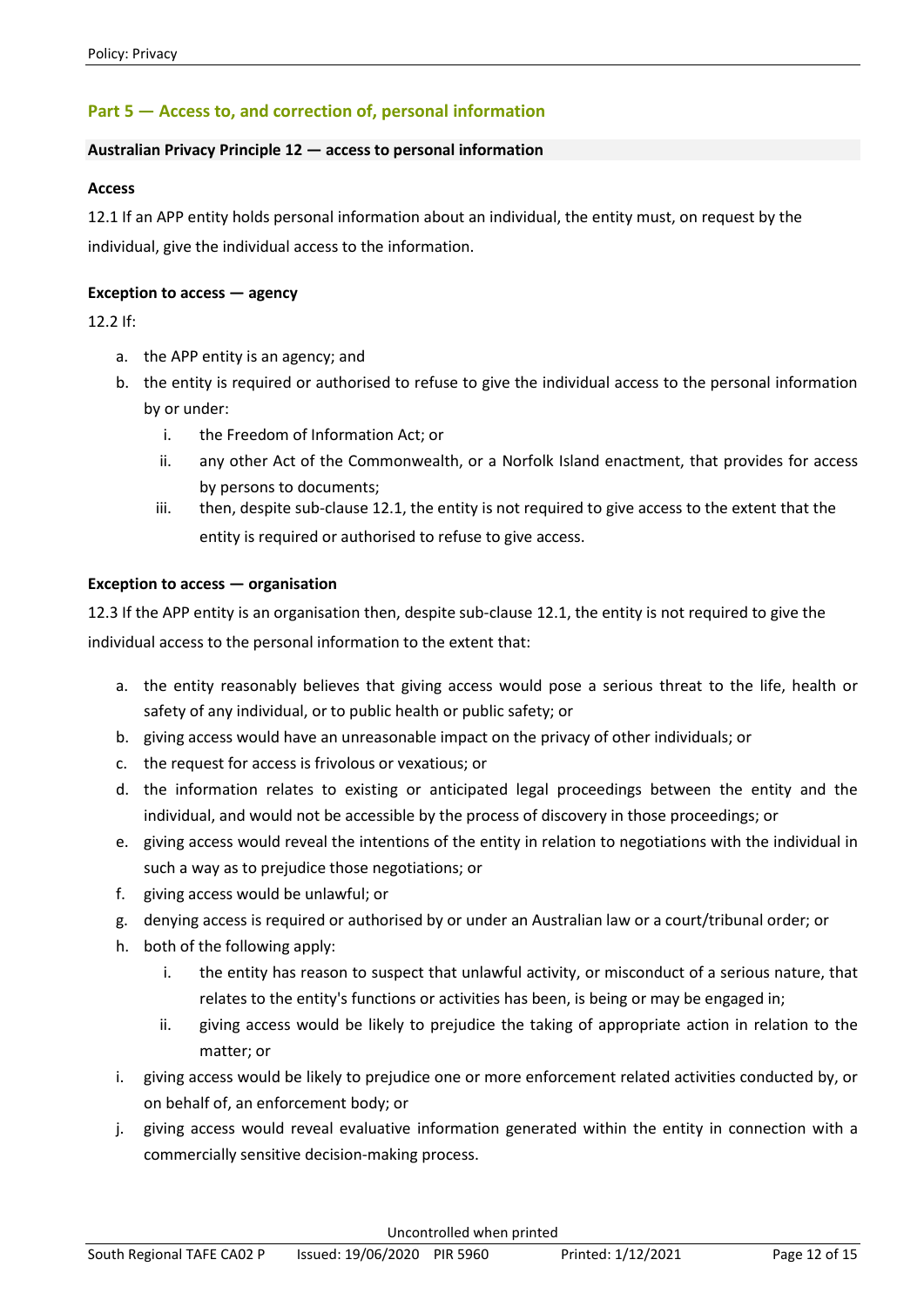## Part 5 — Access to, and correction of, personal information

**Australian Privacy Principle 12 — access to personal information**

**Access**

12.1 If an APP entity holds personal information about an individual, the entity must, on request by the individual, give the individual access to the information.

**Exception to access — agency**

12.2 If:

a. the APP entity is an agency; and
b. the entity is required or authorised to refuse to give the individual access to the personal information by or under:
    i. the Freedom of Information Act; or
    ii. any other Act of the Commonwealth, or a Norfolk Island enactment, that provides for access by persons to documents;
    iii. then, despite sub-clause 12.1, the entity is not required to give access to the extent that the entity is required or authorised to refuse to give access.

**Exception to access — organisation**

12.3 If the APP entity is an organisation then, despite sub-clause 12.1, the entity is not required to give the individual access to the personal information to the extent that:

a. the entity reasonably believes that giving access would pose a serious threat to the life, health or safety of any individual, or to public health or public safety; or
b. giving access would have an unreasonable impact on the privacy of other individuals; or
c. the request for access is frivolous or vexatious; or
d. the information relates to existing or anticipated legal proceedings between the entity and the individual, and would not be accessible by the process of discovery in those proceedings; or
e. giving access would reveal the intentions of the entity in relation to negotiations with the individual in such a way as to prejudice those negotiations; or
f. giving access would be unlawful; or
g. denying access is required or authorised by or under an Australian law or a court/tribunal order; or
h. both of the following apply:
    i. the entity has reason to suspect that unlawful activity, or misconduct of a serious nature, that relates to the entity's functions or activities has been, is being or may be engaged in;
    ii. giving access would be likely to prejudice the taking of appropriate action in relation to the matter; or
i. giving access would be likely to prejudice one or more enforcement related activities conducted by, or on behalf of, an enforcement body; or
j. giving access would reveal evaluative information generated within the entity in connection with a commercially sensitive decision-making process.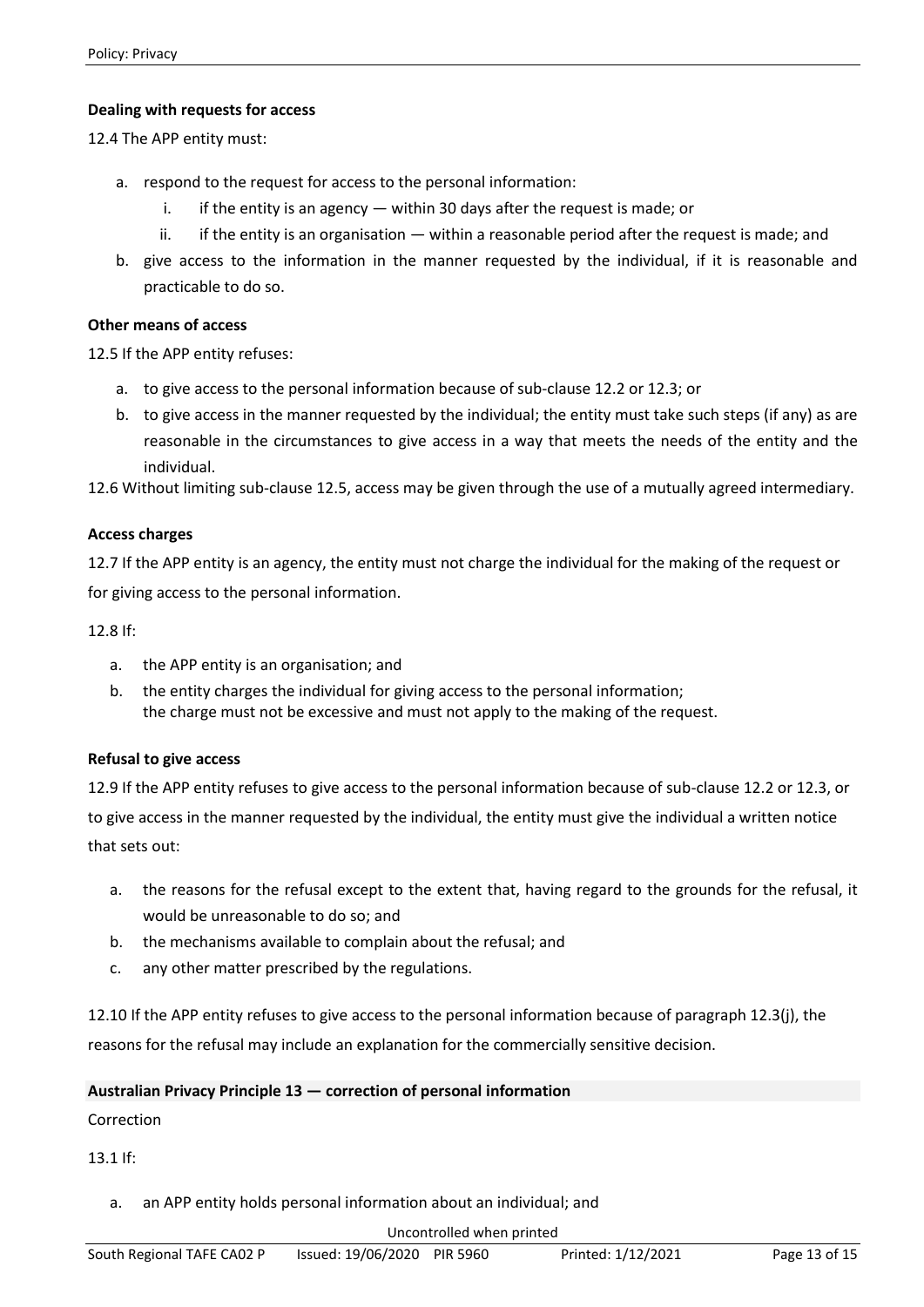**Dealing with requests for access**

12.4 The APP entity must:

a. respond to the request for access to the personal information:
   i. if the entity is an agency — within 30 days after the request is made; or
   ii. if the entity is an organisation — within a reasonable period after the request is made; and
b. give access to the information in the manner requested by the individual, if it is reasonable and practicable to do so.

**Other means of access**

12.5 If the APP entity refuses:

a. to give access to the personal information because of sub-clause 12.2 or 12.3; or
b. to give access in the manner requested by the individual; the entity must take such steps (if any) as are reasonable in the circumstances to give access in a way that meets the needs of the entity and the individual.

12.6 Without limiting sub-clause 12.5, access may be given through the use of a mutually agreed intermediary.

**Access charges**

12.7 If the APP entity is an agency, the entity must not charge the individual for the making of the request or for giving access to the personal information.

12.8 If:

a. the APP entity is an organisation; and
b. the entity charges the individual for giving access to the personal information;
   the charge must not be excessive and must not apply to the making of the request.

**Refusal to give access**

12.9 If the APP entity refuses to give access to the personal information because of sub-clause 12.2 or 12.3, or to give access in the manner requested by the individual, the entity must give the individual a written notice that sets out:

a. the reasons for the refusal except to the extent that, having regard to the grounds for the refusal, it would be unreasonable to do so; and
b. the mechanisms available to complain about the refusal; and
c. any other matter prescribed by the regulations.

12.10 If the APP entity refuses to give access to the personal information because of paragraph 12.3(j), the reasons for the refusal may include an explanation for the commercially sensitive decision.

**Australian Privacy Principle 13 — correction of personal information**

Correction

13.1 If:

a. an APP entity holds personal information about an individual; and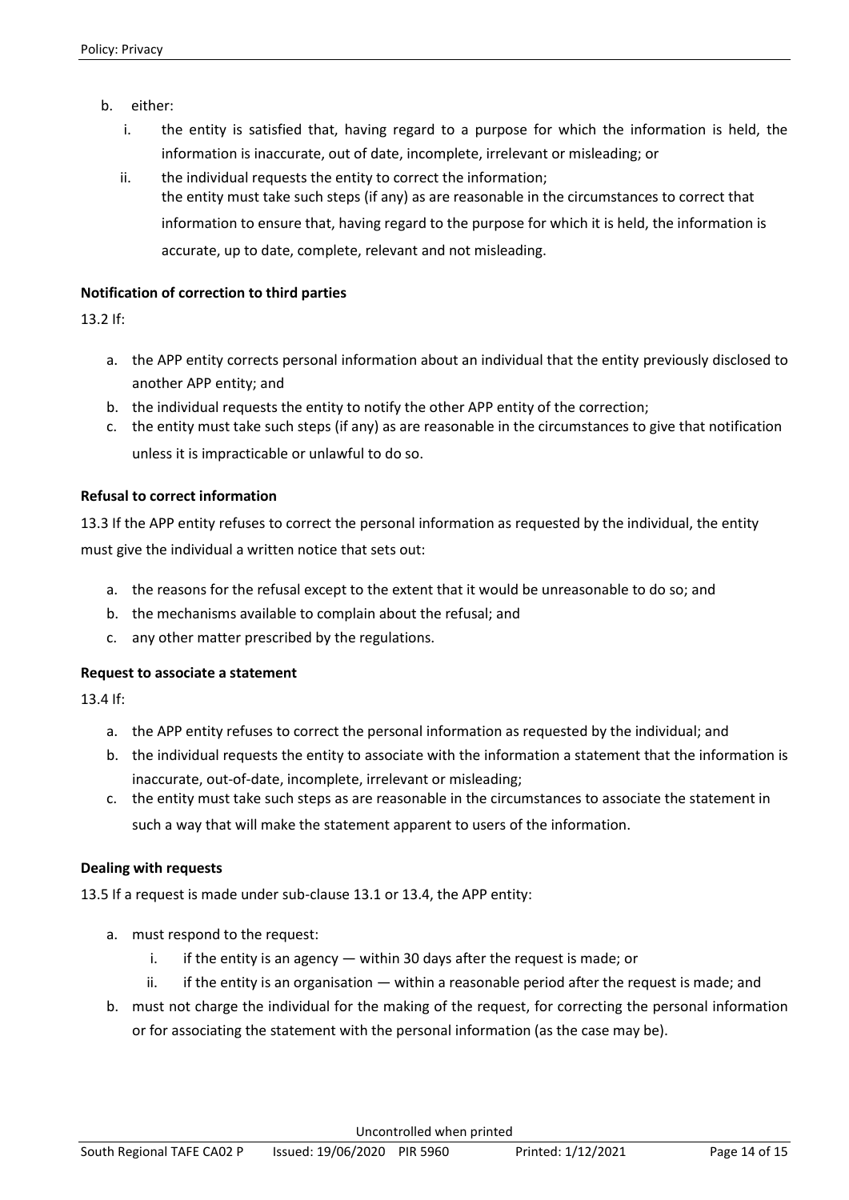b. either:
   i. the entity is satisfied that, having regard to a purpose for which the information is held, the information is inaccurate, out of date, incomplete, irrelevant or misleading; or
   ii. the individual requests the entity to correct the information;
   the entity must take such steps (if any) as are reasonable in the circumstances to correct that information to ensure that, having regard to the purpose for which it is held, the information is accurate, up to date, complete, relevant and not misleading.

**Notification of correction to third parties**

13.2 If:

a. the APP entity corrects personal information about an individual that the entity previously disclosed to another APP entity; and
b. the individual requests the entity to notify the other APP entity of the correction;
c. the entity must take such steps (if any) as are reasonable in the circumstances to give that notification unless it is impracticable or unlawful to do so.

**Refusal to correct information**

13.3 If the APP entity refuses to correct the personal information as requested by the individual, the entity must give the individual a written notice that sets out:

a. the reasons for the refusal except to the extent that it would be unreasonable to do so; and
b. the mechanisms available to complain about the refusal; and
c. any other matter prescribed by the regulations.

**Request to associate a statement**

13.4 If:

a. the APP entity refuses to correct the personal information as requested by the individual; and
b. the individual requests the entity to associate with the information a statement that the information is inaccurate, out-of-date, incomplete, irrelevant or misleading;
c. the entity must take such steps as are reasonable in the circumstances to associate the statement in such a way that will make the statement apparent to users of the information.

**Dealing with requests**

13.5 If a request is made under sub-clause 13.1 or 13.4, the APP entity:

a. must respond to the request:
   i. if the entity is an agency — within 30 days after the request is made; or
   ii. if the entity is an organisation — within a reasonable period after the request is made; and
b. must not charge the individual for the making of the request, for correcting the personal information or for associating the statement with the personal information (as the case may be).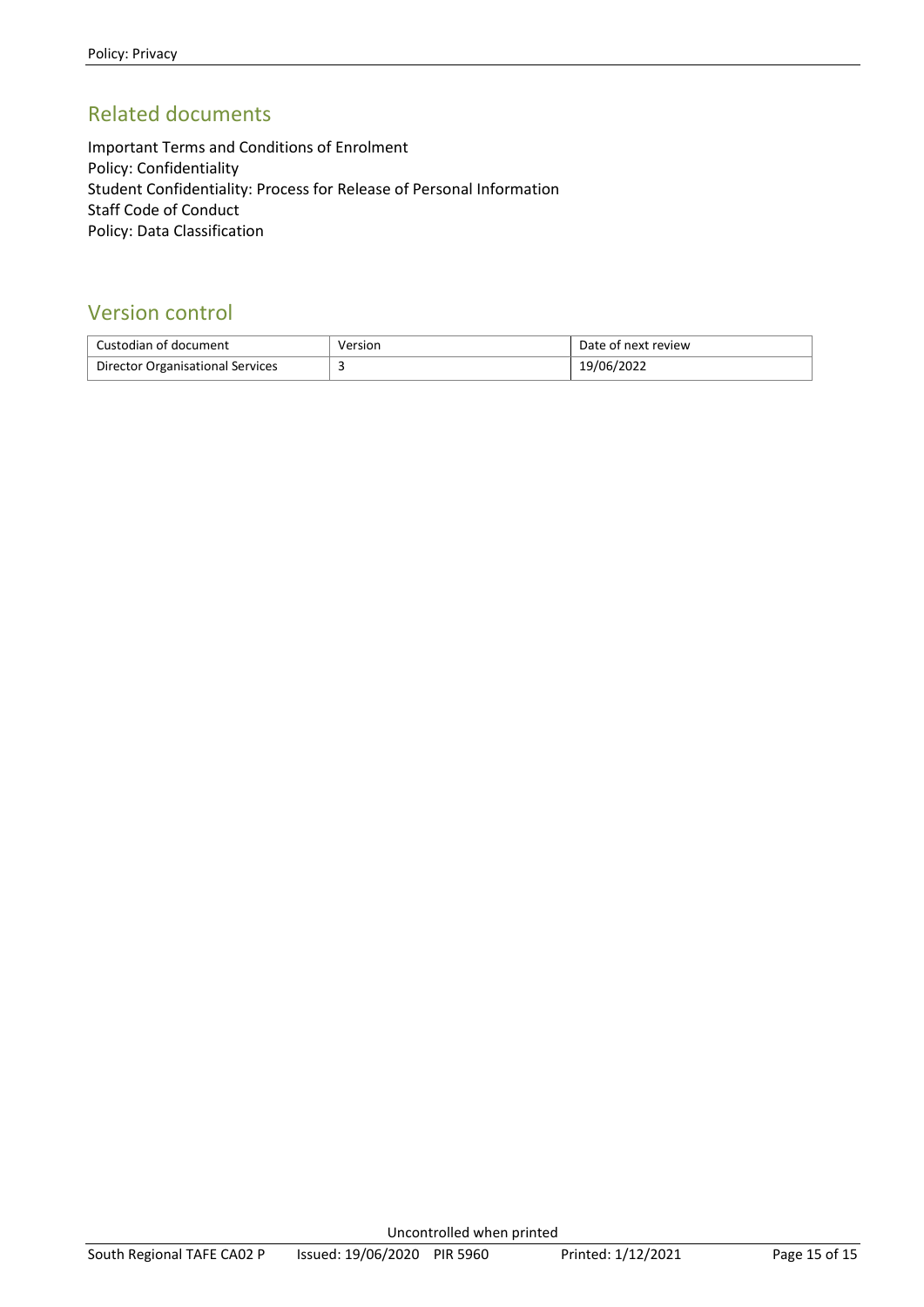## Related documents

Important Terms and Conditions of Enrolment
Policy: Confidentiality
Student Confidentiality: Process for Release of Personal Information
Staff Code of Conduct
Policy: Data Classification

## Version control

| Custodian of document | Version | Date of next review |
|---|---|---|
| Director Organisational Services | 3 | 19/06/2022 |